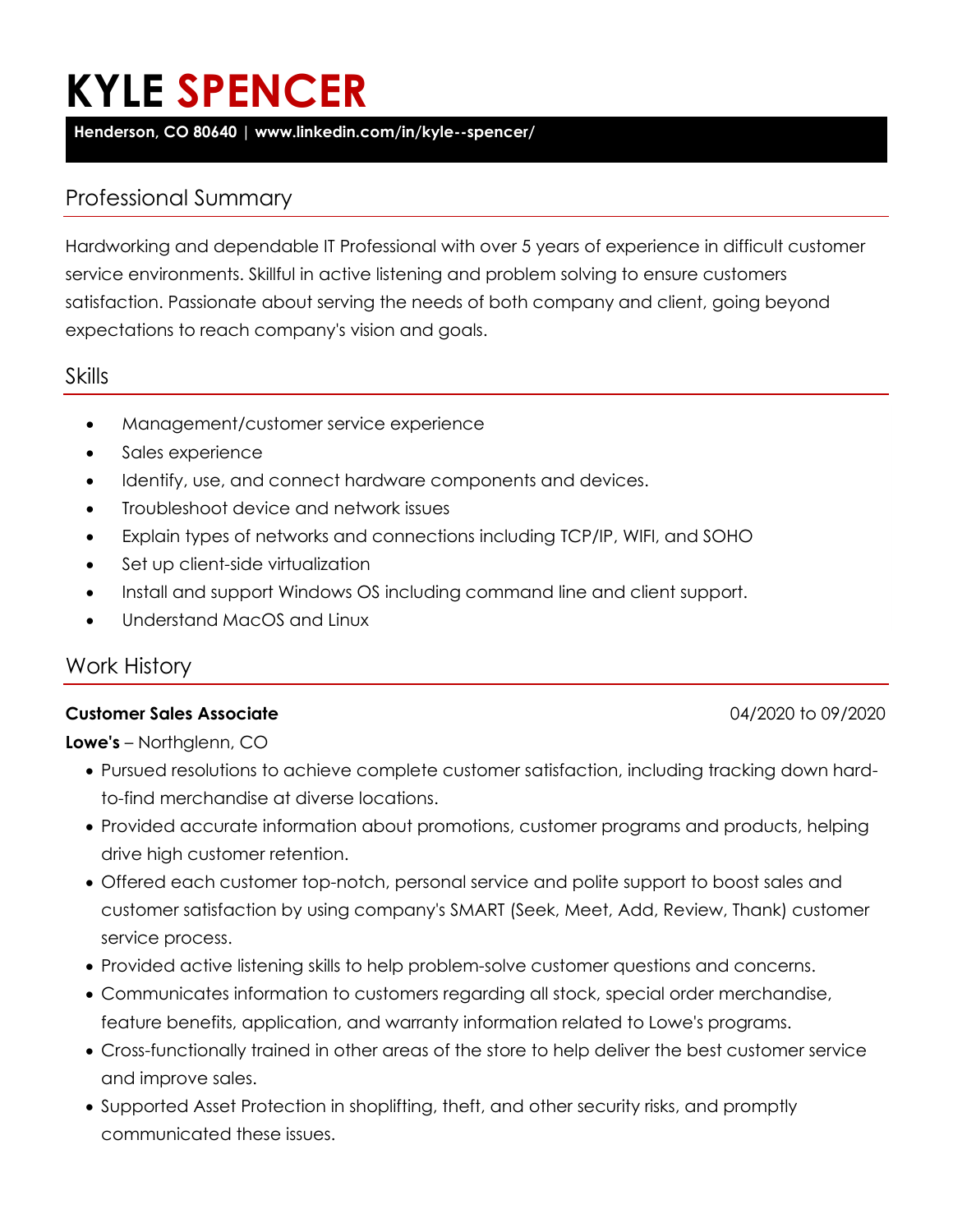# KYLE SPENCER

**Henderson, CO 80640 | www.linkedin.com/in/kyle--spencer/**

## Professional Summary

Hardworking and dependable IT Professional with over 5 years of experience in difficult customer service environments. Skillful in active listening and problem solving to ensure customers satisfaction. Passionate about serving the needs of both company and client, going beyond expectations to reach company's vision and goals.

## Skills

- Management/customer service experience
- Sales experience
- Identify, use, and connect hardware components and devices.
- Troubleshoot device and network issues
- Explain types of networks and connections including TCP/IP, WIFI, and SOHO
- Set up client-side virtualization
- Install and support Windows OS including command line and client support.
- Understand MacOS and Linux

## Work History

**Customer Sales Associate** 04/2020 to 09/2020

**Lowe's** – Northglenn, CO

- Pursued resolutions to achieve complete customer satisfaction, including tracking down hard-to-find merchandise at diverse locations.
- Provided accurate information about promotions, customer programs and products, helping drive high customer retention.
- Offered each customer top-notch, personal service and polite support to boost sales and customer satisfaction by using company's SMART (Seek, Meet, Add, Review, Thank) customer service process.
- Provided active listening skills to help problem-solve customer questions and concerns.
- Communicates information to customers regarding all stock, special order merchandise, feature benefits, application, and warranty information related to Lowe's programs.
- Cross-functionally trained in other areas of the store to help deliver the best customer service and improve sales.
- Supported Asset Protection in shoplifting, theft, and other security risks, and promptly communicated these issues.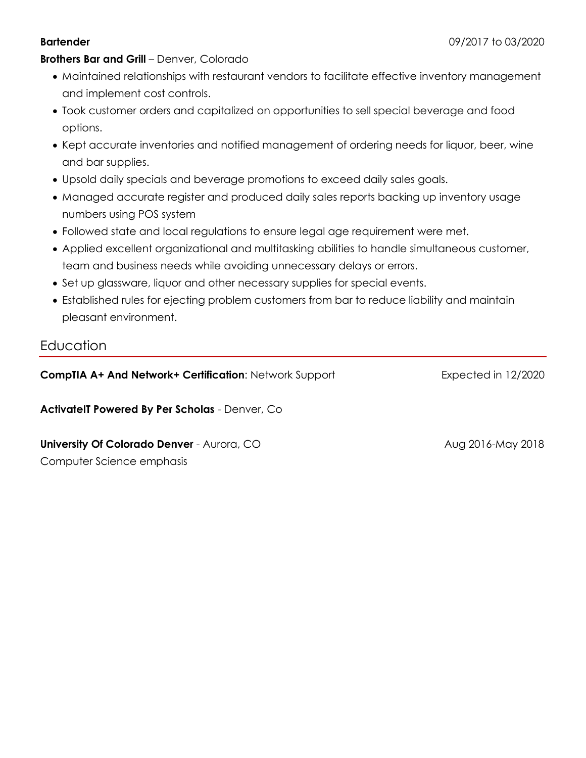**Bartender** 09/2017 to 03/2020

**Brothers Bar and Grill** – Denver, Colorado

- Maintained relationships with restaurant vendors to facilitate effective inventory management and implement cost controls.
- Took customer orders and capitalized on opportunities to sell special beverage and food options.
- Kept accurate inventories and notified management of ordering needs for liquor, beer, wine and bar supplies.
- Upsold daily specials and beverage promotions to exceed daily sales goals.
- Managed accurate register and produced daily sales reports backing up inventory usage numbers using POS system
- Followed state and local regulations to ensure legal age requirement were met.
- Applied excellent organizational and multitasking abilities to handle simultaneous customer, team and business needs while avoiding unnecessary delays or errors.
- Set up glassware, liquor and other necessary supplies for special events.
- Established rules for ejecting problem customers from bar to reduce liability and maintain pleasant environment.

## Education

**CompTIA A+ And Network+ Certification**: Network Support Expected in 12/2020

**ActivateIT Powered By Per Scholas** - Denver, Co

**University Of Colorado Denver** - Aurora, CO Aug 2016-May 2018

Computer Science emphasis